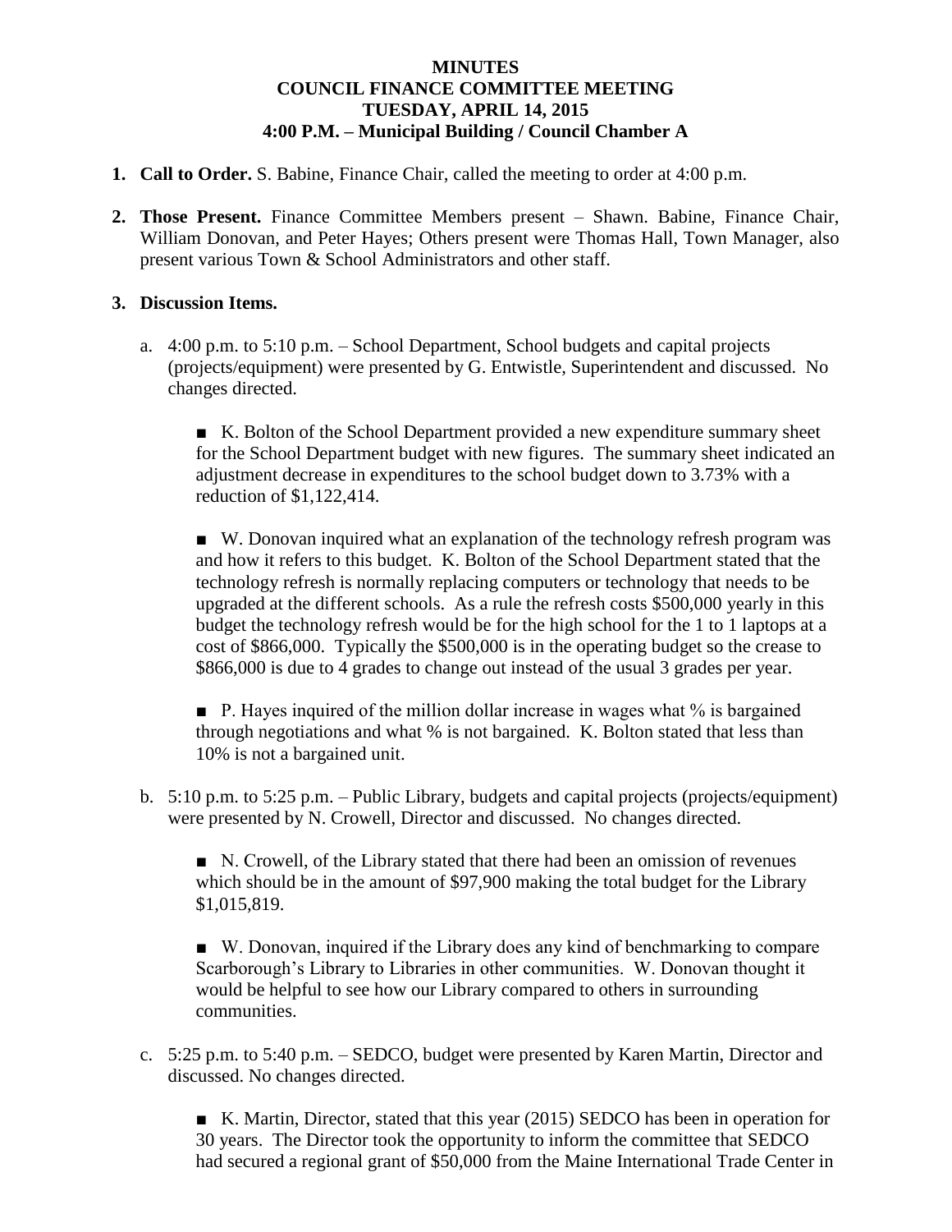# MINUTES
## COUNCIL FINANCE COMMITTEE MEETING
## TUESDAY, APRIL 14, 2015
## 4:00 P.M. – Municipal Building / Council Chamber A

1. **Call to Order.** S. Babine, Finance Chair, called the meeting to order at 4:00 p.m.

2. **Those Present.** Finance Committee Members present – Shawn. Babine, Finance Chair, William Donovan, and Peter Hayes; Others present were Thomas Hall, Town Manager, also present various Town & School Administrators and other staff.

3. **Discussion Items.**

   a. 4:00 p.m. to 5:10 p.m. – School Department, School budgets and capital projects (projects/equipment) were presented by G. Entwistle, Superintendent and discussed. No changes directed.

      ■ K. Bolton of the School Department provided a new expenditure summary sheet for the School Department budget with new figures. The summary sheet indicated an adjustment decrease in expenditures to the school budget down to 3.73% with a reduction of $1,122,414.

      ■ W. Donovan inquired what an explanation of the technology refresh program was and how it refers to this budget. K. Bolton of the School Department stated that the technology refresh is normally replacing computers or technology that needs to be upgraded at the different schools. As a rule the refresh costs $500,000 yearly in this budget the technology refresh would be for the high school for the 1 to 1 laptops at a cost of $866,000. Typically the $500,000 is in the operating budget so the crease to $866,000 is due to 4 grades to change out instead of the usual 3 grades per year.

      ■ P. Hayes inquired of the million dollar increase in wages what % is bargained through negotiations and what % is not bargained. K. Bolton stated that less than 10% is not a bargained unit.

   b. 5:10 p.m. to 5:25 p.m. – Public Library, budgets and capital projects (projects/equipment) were presented by N. Crowell, Director and discussed. No changes directed.

      ■ N. Crowell, of the Library stated that there had been an omission of revenues which should be in the amount of $97,900 making the total budget for the Library $1,015,819.

      ■ W. Donovan, inquired if the Library does any kind of benchmarking to compare Scarborough's Library to Libraries in other communities. W. Donovan thought it would be helpful to see how our Library compared to others in surrounding communities.

   c. 5:25 p.m. to 5:40 p.m. – SEDCO, budget were presented by Karen Martin, Director and discussed. No changes directed.

      ■ K. Martin, Director, stated that this year (2015) SEDCO has been in operation for 30 years. The Director took the opportunity to inform the committee that SEDCO had secured a regional grant of $50,000 from the Maine International Trade Center in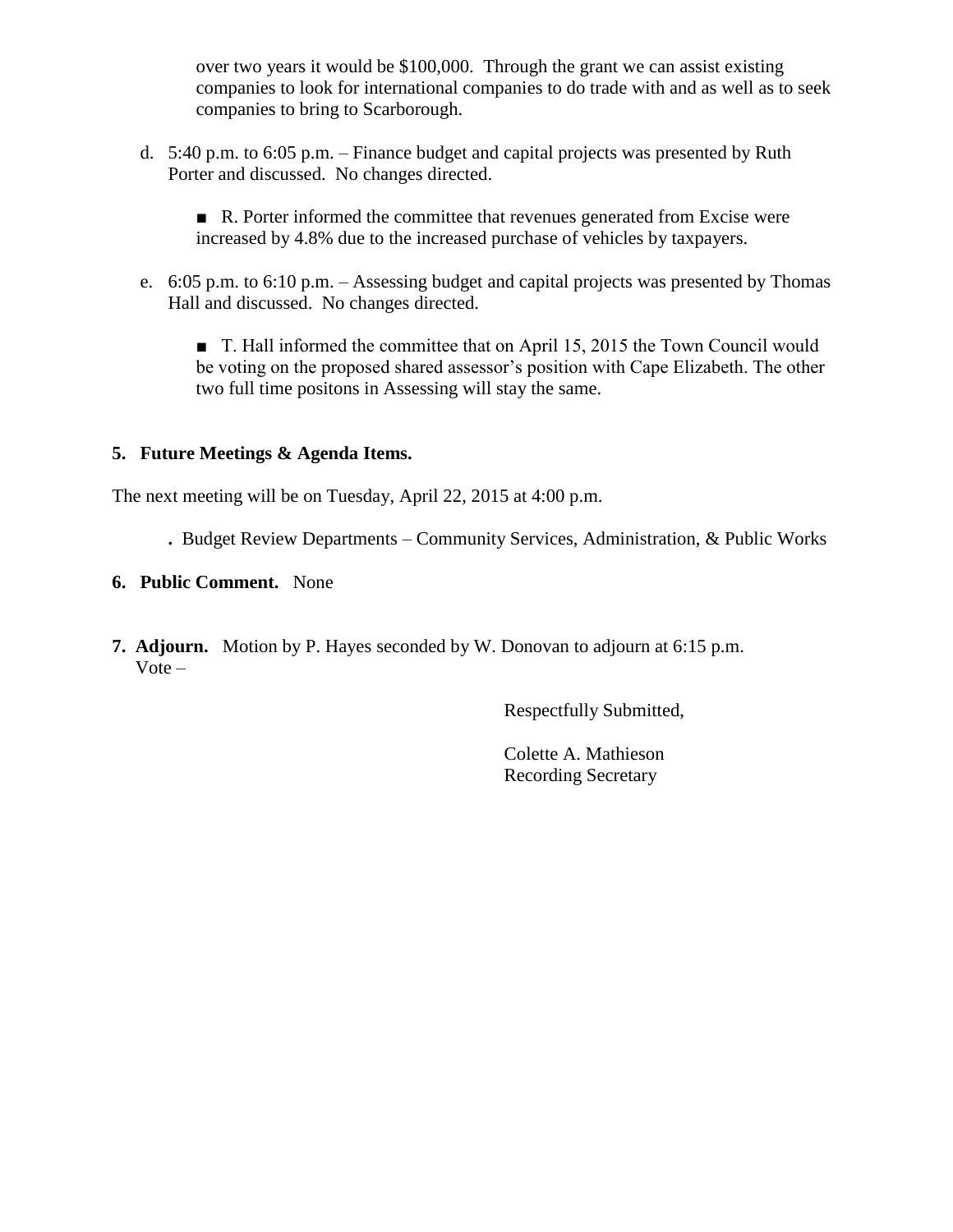over two years it would be $100,000. Through the grant we can assist existing companies to look for international companies to do trade with and as well as to seek companies to bring to Scarborough.

d. 5:40 p.m. to 6:05 p.m. – Finance budget and capital projects was presented by Ruth Porter and discussed. No changes directed.

- R. Porter informed the committee that revenues generated from Excise were increased by 4.8% due to the increased purchase of vehicles by taxpayers.

e. 6:05 p.m. to 6:10 p.m. – Assessing budget and capital projects was presented by Thomas Hall and discussed. No changes directed.

- T. Hall informed the committee that on April 15, 2015 the Town Council would be voting on the proposed shared assessor's position with Cape Elizabeth. The other two full time positons in Assessing will stay the same.

**5. Future Meetings & Agenda Items.**

The next meeting will be on Tuesday, April 22, 2015 at 4:00 p.m.

. Budget Review Departments – Community Services, Administration, & Public Works

**6. Public Comment.** None

**7. Adjourn.** Motion by P. Hayes seconded by W. Donovan to adjourn at 6:15 p.m.
Vote –

Respectfully Submitted,

Colette A. Mathieson
Recording Secretary